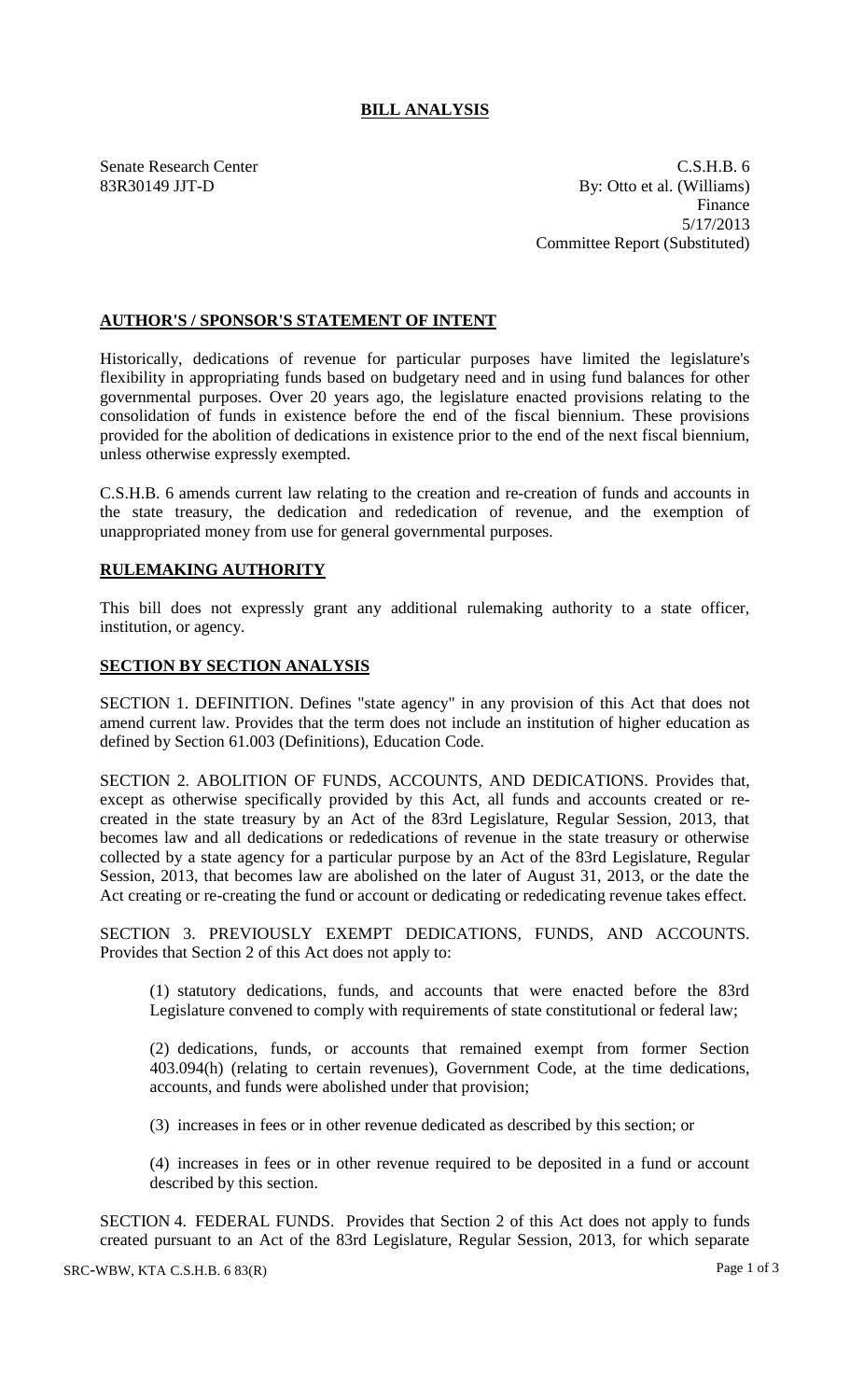# BILL ANALYSIS

Senate Research Center
83R30149 JJT-D

C.S.H.B. 6
By: Otto et al. (Williams)
Finance
5/17/2013
Committee Report (Substituted)

## AUTHOR'S / SPONSOR'S STATEMENT OF INTENT

Historically, dedications of revenue for particular purposes have limited the legislature's flexibility in appropriating funds based on budgetary need and in using fund balances for other governmental purposes. Over 20 years ago, the legislature enacted provisions relating to the consolidation of funds in existence before the end of the fiscal biennium. These provisions provided for the abolition of dedications in existence prior to the end of the next fiscal biennium, unless otherwise expressly exempted.

C.S.H.B. 6 amends current law relating to the creation and re-creation of funds and accounts in the state treasury, the dedication and rededication of revenue, and the exemption of unappropriated money from use for general governmental purposes.

## RULEMAKING AUTHORITY

This bill does not expressly grant any additional rulemaking authority to a state officer, institution, or agency.

## SECTION BY SECTION ANALYSIS

SECTION 1. DEFINITION. Defines "state agency" in any provision of this Act that does not amend current law. Provides that the term does not include an institution of higher education as defined by Section 61.003 (Definitions), Education Code.

SECTION 2. ABOLITION OF FUNDS, ACCOUNTS, AND DEDICATIONS. Provides that, except as otherwise specifically provided by this Act, all funds and accounts created or re-created in the state treasury by an Act of the 83rd Legislature, Regular Session, 2013, that becomes law and all dedications or rededications of revenue in the state treasury or otherwise collected by a state agency for a particular purpose by an Act of the 83rd Legislature, Regular Session, 2013, that becomes law are abolished on the later of August 31, 2013, or the date the Act creating or re-creating the fund or account or dedicating or rededicating revenue takes effect.

SECTION 3. PREVIOUSLY EXEMPT DEDICATIONS, FUNDS, AND ACCOUNTS. Provides that Section 2 of this Act does not apply to:

(1) statutory dedications, funds, and accounts that were enacted before the 83rd Legislature convened to comply with requirements of state constitutional or federal law;

(2) dedications, funds, or accounts that remained exempt from former Section 403.094(h) (relating to certain revenues), Government Code, at the time dedications, accounts, and funds were abolished under that provision;

(3) increases in fees or in other revenue dedicated as described by this section; or

(4) increases in fees or in other revenue required to be deposited in a fund or account described by this section.

SECTION 4. FEDERAL FUNDS. Provides that Section 2 of this Act does not apply to funds created pursuant to an Act of the 83rd Legislature, Regular Session, 2013, for which separate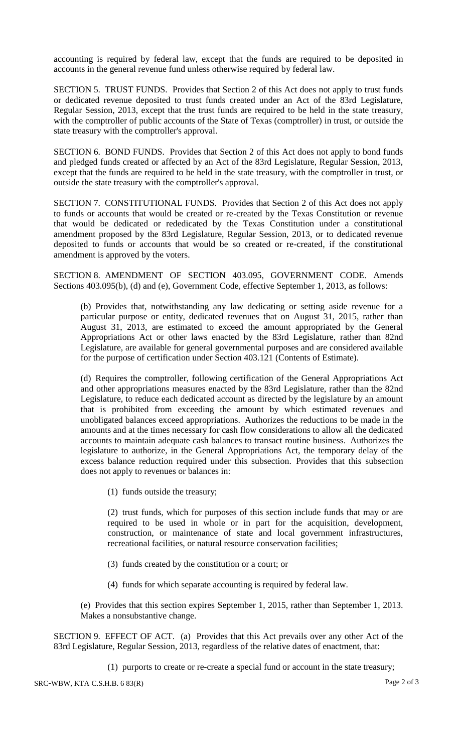accounting is required by federal law, except that the funds are required to be deposited in accounts in the general revenue fund unless otherwise required by federal law.

SECTION 5. TRUST FUNDS. Provides that Section 2 of this Act does not apply to trust funds or dedicated revenue deposited to trust funds created under an Act of the 83rd Legislature, Regular Session, 2013, except that the trust funds are required to be held in the state treasury, with the comptroller of public accounts of the State of Texas (comptroller) in trust, or outside the state treasury with the comptroller's approval.

SECTION 6. BOND FUNDS. Provides that Section 2 of this Act does not apply to bond funds and pledged funds created or affected by an Act of the 83rd Legislature, Regular Session, 2013, except that the funds are required to be held in the state treasury, with the comptroller in trust, or outside the state treasury with the comptroller's approval.

SECTION 7. CONSTITUTIONAL FUNDS. Provides that Section 2 of this Act does not apply to funds or accounts that would be created or re-created by the Texas Constitution or revenue that would be dedicated or rededicated by the Texas Constitution under a constitutional amendment proposed by the 83rd Legislature, Regular Session, 2013, or to dedicated revenue deposited to funds or accounts that would be so created or re-created, if the constitutional amendment is approved by the voters.

SECTION 8. AMENDMENT OF SECTION 403.095, GOVERNMENT CODE. Amends Sections 403.095(b), (d) and (e), Government Code, effective September 1, 2013, as follows:

(b) Provides that, notwithstanding any law dedicating or setting aside revenue for a particular purpose or entity, dedicated revenues that on August 31, 2015, rather than August 31, 2013, are estimated to exceed the amount appropriated by the General Appropriations Act or other laws enacted by the 83rd Legislature, rather than 82nd Legislature, are available for general governmental purposes and are considered available for the purpose of certification under Section 403.121 (Contents of Estimate).

(d) Requires the comptroller, following certification of the General Appropriations Act and other appropriations measures enacted by the 83rd Legislature, rather than the 82nd Legislature, to reduce each dedicated account as directed by the legislature by an amount that is prohibited from exceeding the amount by which estimated revenues and unobligated balances exceed appropriations. Authorizes the reductions to be made in the amounts and at the times necessary for cash flow considerations to allow all the dedicated accounts to maintain adequate cash balances to transact routine business. Authorizes the legislature to authorize, in the General Appropriations Act, the temporary delay of the excess balance reduction required under this subsection. Provides that this subsection does not apply to revenues or balances in:

(1) funds outside the treasury;

(2) trust funds, which for purposes of this section include funds that may or are required to be used in whole or in part for the acquisition, development, construction, or maintenance of state and local government infrastructures, recreational facilities, or natural resource conservation facilities;

(3) funds created by the constitution or a court; or

(4) funds for which separate accounting is required by federal law.

(e) Provides that this section expires September 1, 2015, rather than September 1, 2013. Makes a nonsubstantive change.

SECTION 9. EFFECT OF ACT. (a) Provides that this Act prevails over any other Act of the 83rd Legislature, Regular Session, 2013, regardless of the relative dates of enactment, that:

(1) purports to create or re-create a special fund or account in the state treasury;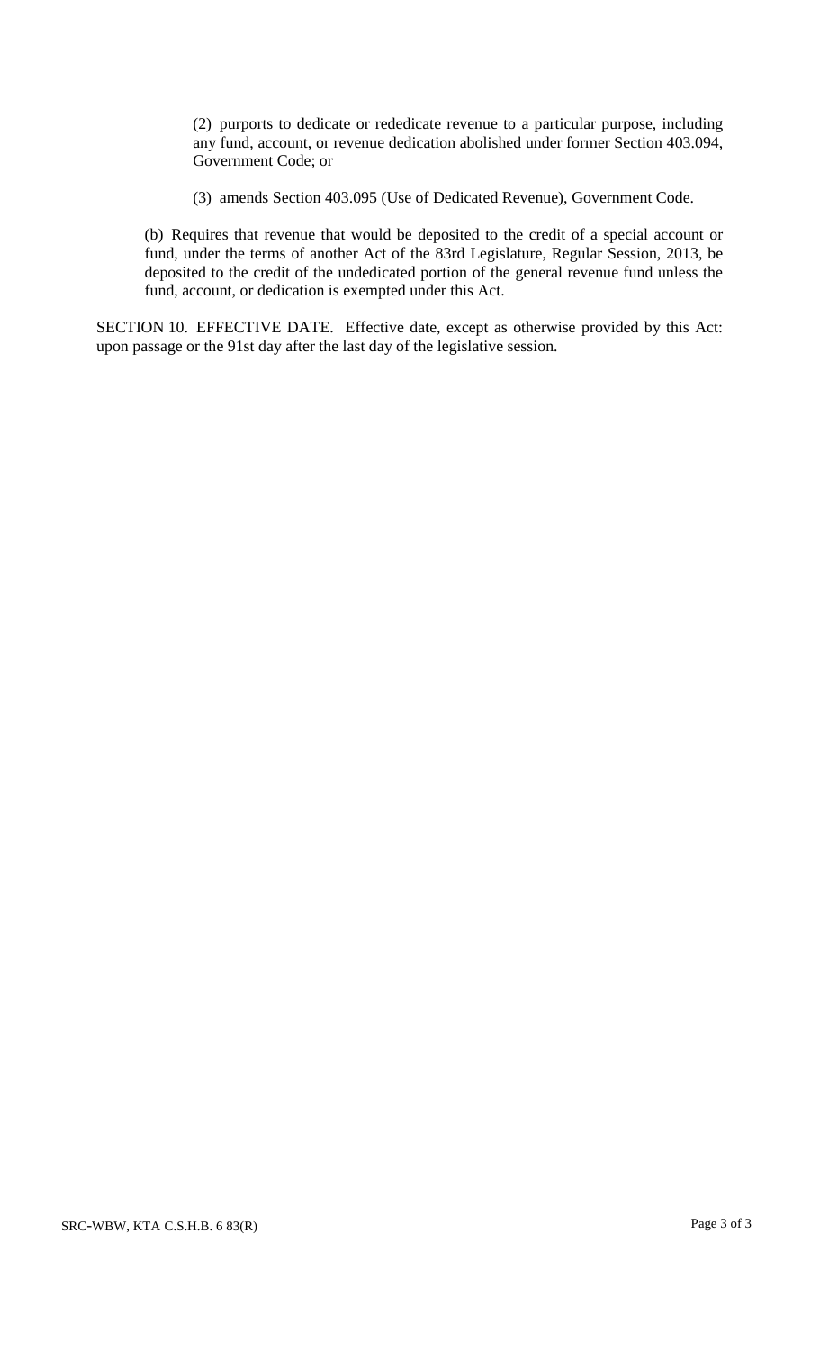(2) purports to dedicate or rededicate revenue to a particular purpose, including any fund, account, or revenue dedication abolished under former Section 403.094, Government Code; or

(3) amends Section 403.095 (Use of Dedicated Revenue), Government Code.

(b) Requires that revenue that would be deposited to the credit of a special account or fund, under the terms of another Act of the 83rd Legislature, Regular Session, 2013, be deposited to the credit of the undedicated portion of the general revenue fund unless the fund, account, or dedication is exempted under this Act.

SECTION 10. EFFECTIVE DATE. Effective date, except as otherwise provided by this Act: upon passage or the 91st day after the last day of the legislative session.